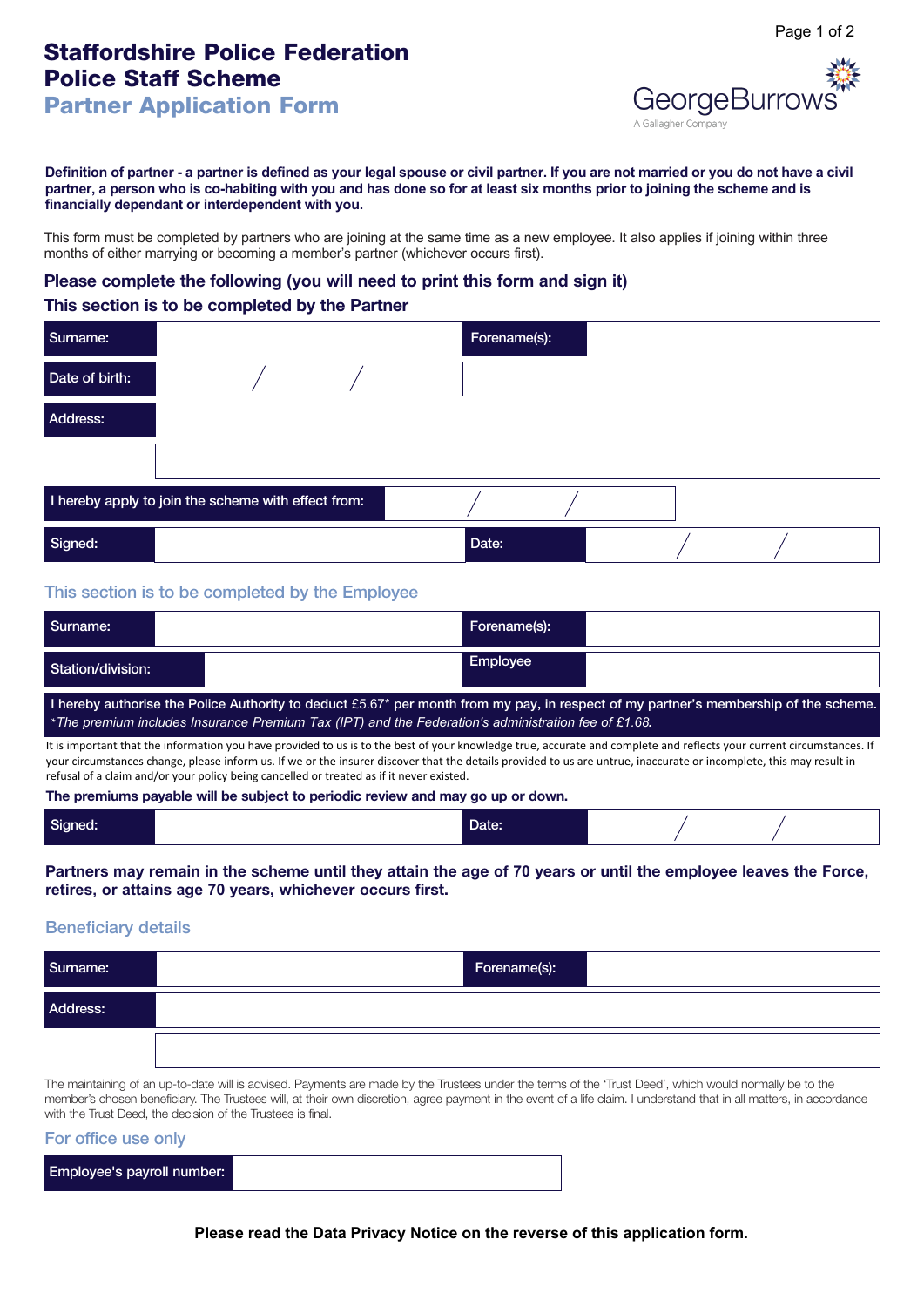# Staffordshire Police Federation
# Police Staff Scheme
## Partner Application Form

GeorgeBurrows
A Gallagher Company

**Definition of partner - a partner is defined as your legal spouse or civil partner. If you are not married or you do not have a civil partner, a person who is co-habiting with you and has done so for at least six months prior to joining the scheme and is financially dependant or interdependent with you.**

This form must be completed by partners who are joining at the same time as a new employee. It also applies if joining within three months of either marrying or becoming a member's partner (whichever occurs first).

### Please complete the following (you will need to print this form and sign it)

### This section is to be completed by the Partner

| Surname: | | Forename(s): | |
|---|---|---|---|
| Date of birth: | / / | | |
| Address: | | | |
| | | | |
| I hereby apply to join the scheme with effect from: | / / | | |
| Signed: | | Date: | / / |

### This section is to be completed by the Employee

| Surname: | | Forename(s): | |
|---|---|---|---|
| Station/division: | | Employee | |

I hereby authorise the Police Authority to deduct £5.67* per month from my pay, in respect of my partner's membership of the scheme.
*\*The premium includes Insurance Premium Tax (IPT) and the Federation's administration fee of £1.68.*

It is important that the information you have provided to us is to the best of your knowledge true, accurate and complete and reflects your current circumstances. If your circumstances change, please inform us. If we or the insurer discover that the details provided to us are untrue, inaccurate or incomplete, this may result in refusal of a claim and/or your policy being cancelled or treated as if it never existed.

**The premiums payable will be subject to periodic review and may go up or down.**

| Signed: | | Date: | / / |
|---|---|---|---|

**Partners may remain in the scheme until they attain the age of 70 years or until the employee leaves the Force, retires, or attains age 70 years, whichever occurs first.**

### Beneficiary details

| Surname: | | Forename(s): | |
|---|---|---|---|
| Address: | | | |
| | | | |

The maintaining of an up-to-date will is advised. Payments are made by the Trustees under the terms of the 'Trust Deed', which would normally be to the member's chosen beneficiary. The Trustees will, at their own discretion, agree payment in the event of a life claim. I understand that in all matters, in accordance with the Trust Deed, the decision of the Trustees is final.

### For office use only

| Employee's payroll number: | |
|---|---|

**Please read the Data Privacy Notice on the reverse of this application form.**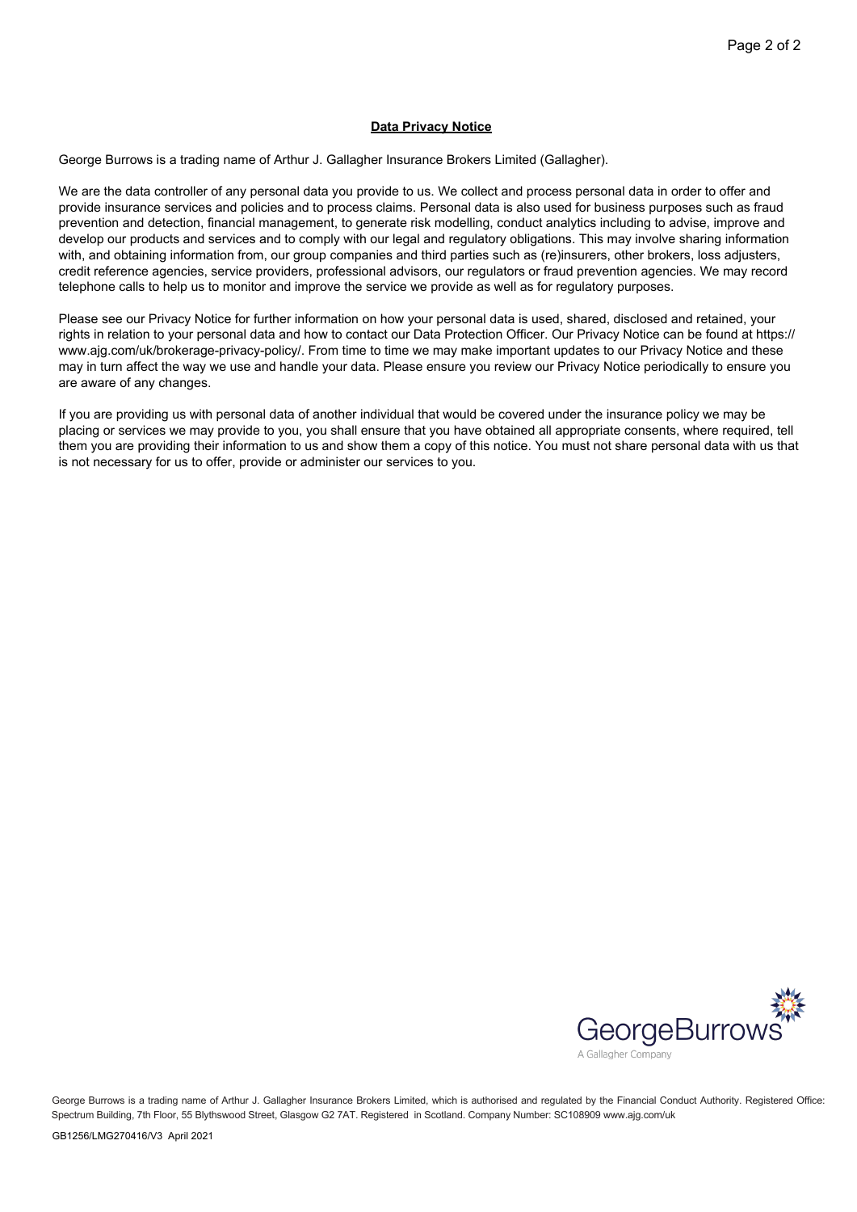## Data Privacy Notice

George Burrows is a trading name of Arthur J. Gallagher Insurance Brokers Limited (Gallagher).

We are the data controller of any personal data you provide to us. We collect and process personal data in order to offer and provide insurance services and policies and to process claims. Personal data is also used for business purposes such as fraud prevention and detection, financial management, to generate risk modelling, conduct analytics including to advise, improve and develop our products and services and to comply with our legal and regulatory obligations. This may involve sharing information with, and obtaining information from, our group companies and third parties such as (re)insurers, other brokers, loss adjusters, credit reference agencies, service providers, professional advisors, our regulators or fraud prevention agencies. We may record telephone calls to help us to monitor and improve the service we provide as well as for regulatory purposes.

Please see our Privacy Notice for further information on how your personal data is used, shared, disclosed and retained, your rights in relation to your personal data and how to contact our Data Protection Officer. Our Privacy Notice can be found at https://www.ajg.com/uk/brokerage-privacy-policy/. From time to time we may make important updates to our Privacy Notice and these may in turn affect the way we use and handle your data. Please ensure you review our Privacy Notice periodically to ensure you are aware of any changes.

If you are providing us with personal data of another individual that would be covered under the insurance policy we may be placing or services we may provide to you, you shall ensure that you have obtained all appropriate consents, where required, tell them you are providing their information to us and show them a copy of this notice. You must not share personal data with us that is not necessary for us to offer, provide or administer our services to you.

GeorgeBurrows
A Gallagher Company

George Burrows is a trading name of Arthur J. Gallagher Insurance Brokers Limited, which is authorised and regulated by the Financial Conduct Authority. Registered Office: Spectrum Building, 7th Floor, 55 Blythswood Street, Glasgow G2 7AT. Registered in Scotland. Company Number: SC108909 www.ajg.com/uk

GB1256/LMG270416/V3 April 2021